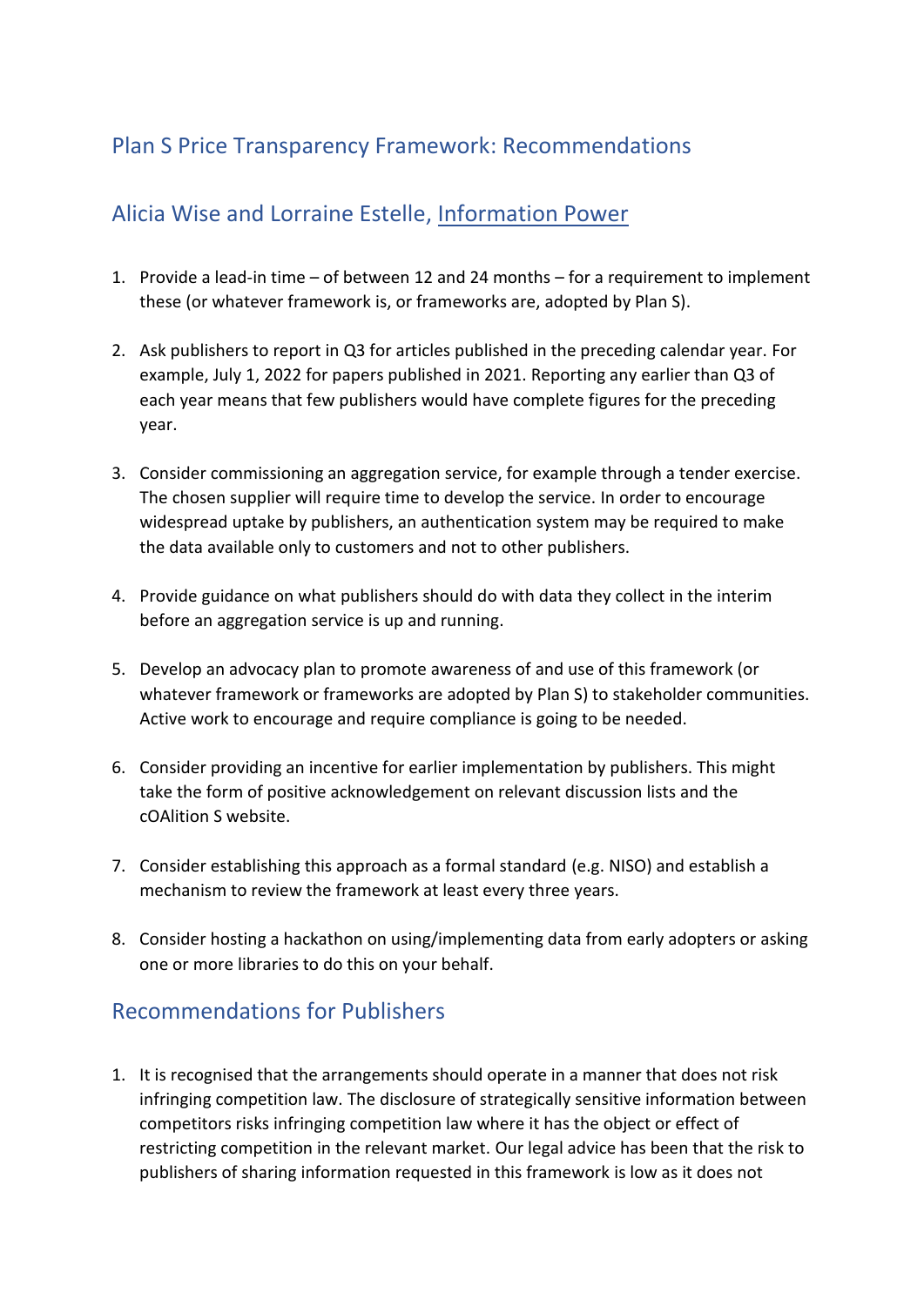## Plan S Price Transparency Framework: Recommendations

## Alicia Wise and Lorraine Estelle, [Information Power]

1. Provide a lead-in time – of between 12 and 24 months – for a requirement to implement these (or whatever framework is, or frameworks are, adopted by Plan S).

2. Ask publishers to report in Q3 for articles published in the preceding calendar year. For example, July 1, 2022 for papers published in 2021. Reporting any earlier than Q3 of each year means that few publishers would have complete figures for the preceding year.

3. Consider commissioning an aggregation service, for example through a tender exercise. The chosen supplier will require time to develop the service. In order to encourage widespread uptake by publishers, an authentication system may be required to make the data available only to customers and not to other publishers.

4. Provide guidance on what publishers should do with data they collect in the interim before an aggregation service is up and running.

5. Develop an advocacy plan to promote awareness of and use of this framework (or whatever framework or frameworks are adopted by Plan S) to stakeholder communities. Active work to encourage and require compliance is going to be needed.

6. Consider providing an incentive for earlier implementation by publishers. This might take the form of positive acknowledgement on relevant discussion lists and the cOAlition S website.

7. Consider establishing this approach as a formal standard (e.g. NISO) and establish a mechanism to review the framework at least every three years.

8. Consider hosting a hackathon on using/implementing data from early adopters or asking one or more libraries to do this on your behalf.

## Recommendations for Publishers

1. It is recognised that the arrangements should operate in a manner that does not risk infringing competition law. The disclosure of strategically sensitive information between competitors risks infringing competition law where it has the object or effect of restricting competition in the relevant market. Our legal advice has been that the risk to publishers of sharing information requested in this framework is low as it does not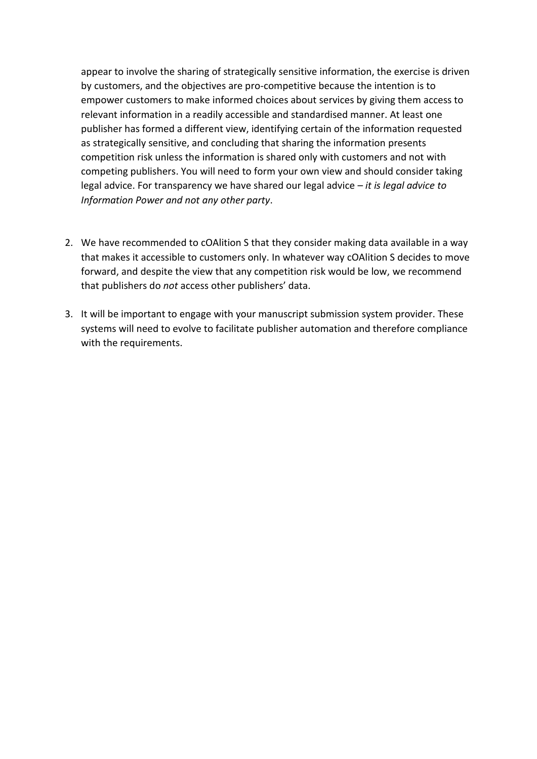appear to involve the sharing of strategically sensitive information, the exercise is driven by customers, and the objectives are pro-competitive because the intention is to empower customers to make informed choices about services by giving them access to relevant information in a readily accessible and standardised manner. At least one publisher has formed a different view, identifying certain of the information requested as strategically sensitive, and concluding that sharing the information presents competition risk unless the information is shared only with customers and not with competing publishers. You will need to form your own view and should consider taking legal advice. For transparency we have shared our legal advice – *it is legal advice to Information Power and not any other party*.

2. We have recommended to cOAlition S that they consider making data available in a way that makes it accessible to customers only. In whatever way cOAlition S decides to move forward, and despite the view that any competition risk would be low, we recommend that publishers do *not* access other publishers' data.

3. It will be important to engage with your manuscript submission system provider. These systems will need to evolve to facilitate publisher automation and therefore compliance with the requirements.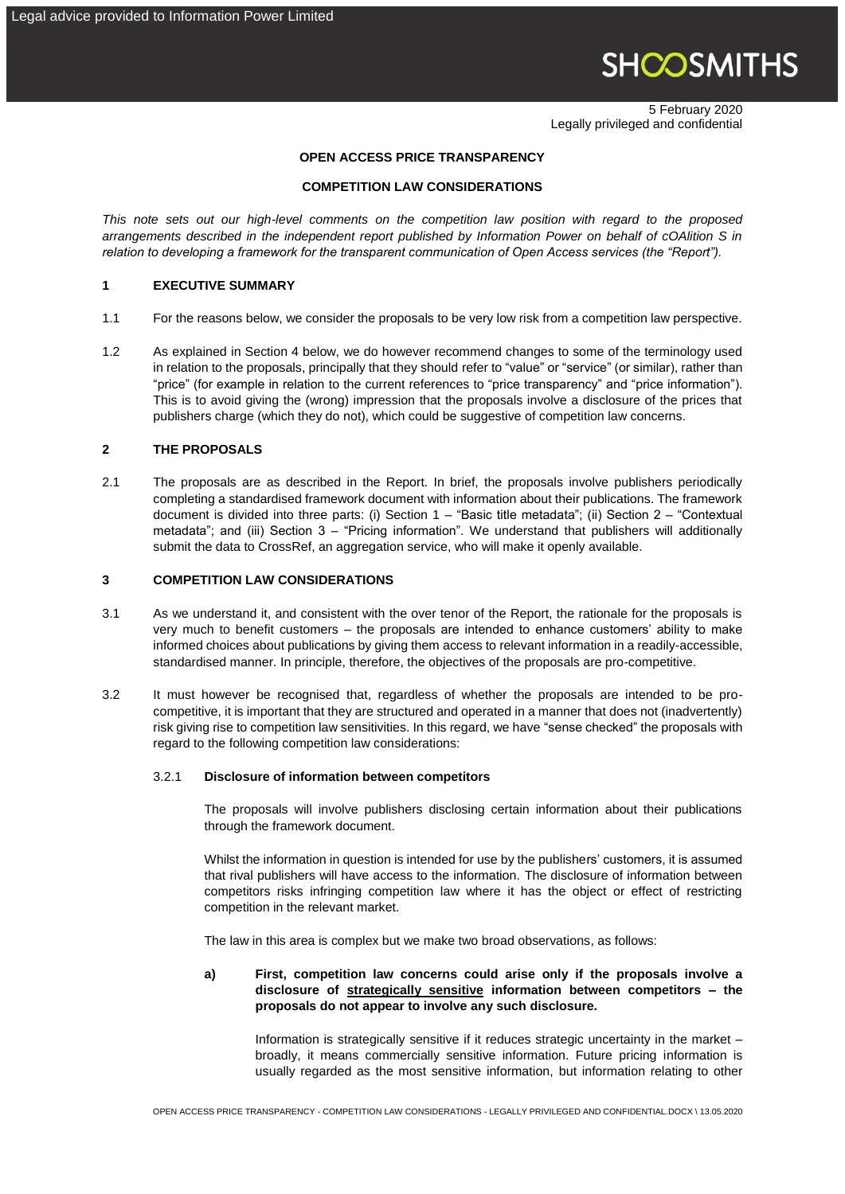5 February 2020
Legally privileged and confidential

**OPEN ACCESS PRICE TRANSPARENCY**

**COMPETITION LAW CONSIDERATIONS**

*This note sets out our high-level comments on the competition law position with regard to the proposed arrangements described in the independent report published by Information Power on behalf of cOAlition S in relation to developing a framework for the transparent communication of Open Access services (the "Report").*

## 1 EXECUTIVE SUMMARY

1.1 For the reasons below, we consider the proposals to be very low risk from a competition law perspective.

1.2 As explained in Section 4 below, we do however recommend changes to some of the terminology used in relation to the proposals, principally that they should refer to "value" or "service" (or similar), rather than "price" (for example in relation to the current references to "price transparency" and "price information"). This is to avoid giving the (wrong) impression that the proposals involve a disclosure of the prices that publishers charge (which they do not), which could be suggestive of competition law concerns.

## 2 THE PROPOSALS

2.1 The proposals are as described in the Report. In brief, the proposals involve publishers periodically completing a standardised framework document with information about their publications. The framework document is divided into three parts: (i) Section 1 – "Basic title metadata"; (ii) Section 2 – "Contextual metadata"; and (iii) Section 3 – "Pricing information". We understand that publishers will additionally submit the data to CrossRef, an aggregation service, who will make it openly available.

## 3 COMPETITION LAW CONSIDERATIONS

3.1 As we understand it, and consistent with the over tenor of the Report, the rationale for the proposals is very much to benefit customers – the proposals are intended to enhance customers' ability to make informed choices about publications by giving them access to relevant information in a readily-accessible, standardised manner. In principle, therefore, the objectives of the proposals are pro-competitive.

3.2 It must however be recognised that, regardless of whether the proposals are intended to be pro-competitive, it is important that they are structured and operated in a manner that does not (inadvertently) risk giving rise to competition law sensitivities. In this regard, we have "sense checked" the proposals with regard to the following competition law considerations:

### 3.2.1 Disclosure of information between competitors

The proposals will involve publishers disclosing certain information about their publications through the framework document.

Whilst the information in question is intended for use by the publishers' customers, it is assumed that rival publishers will have access to the information. The disclosure of information between competitors risks infringing competition law where it has the object or effect of restricting competition in the relevant market.

The law in this area is complex but we make two broad observations, as follows:

**a) First, competition law concerns could arise only if the proposals involve a disclosure of <u>strategically sensitive</u> information between competitors – the proposals do not appear to involve any such disclosure.**

Information is strategically sensitive if it reduces strategic uncertainty in the market – broadly, it means commercially sensitive information. Future pricing information is usually regarded as the most sensitive information, but information relating to other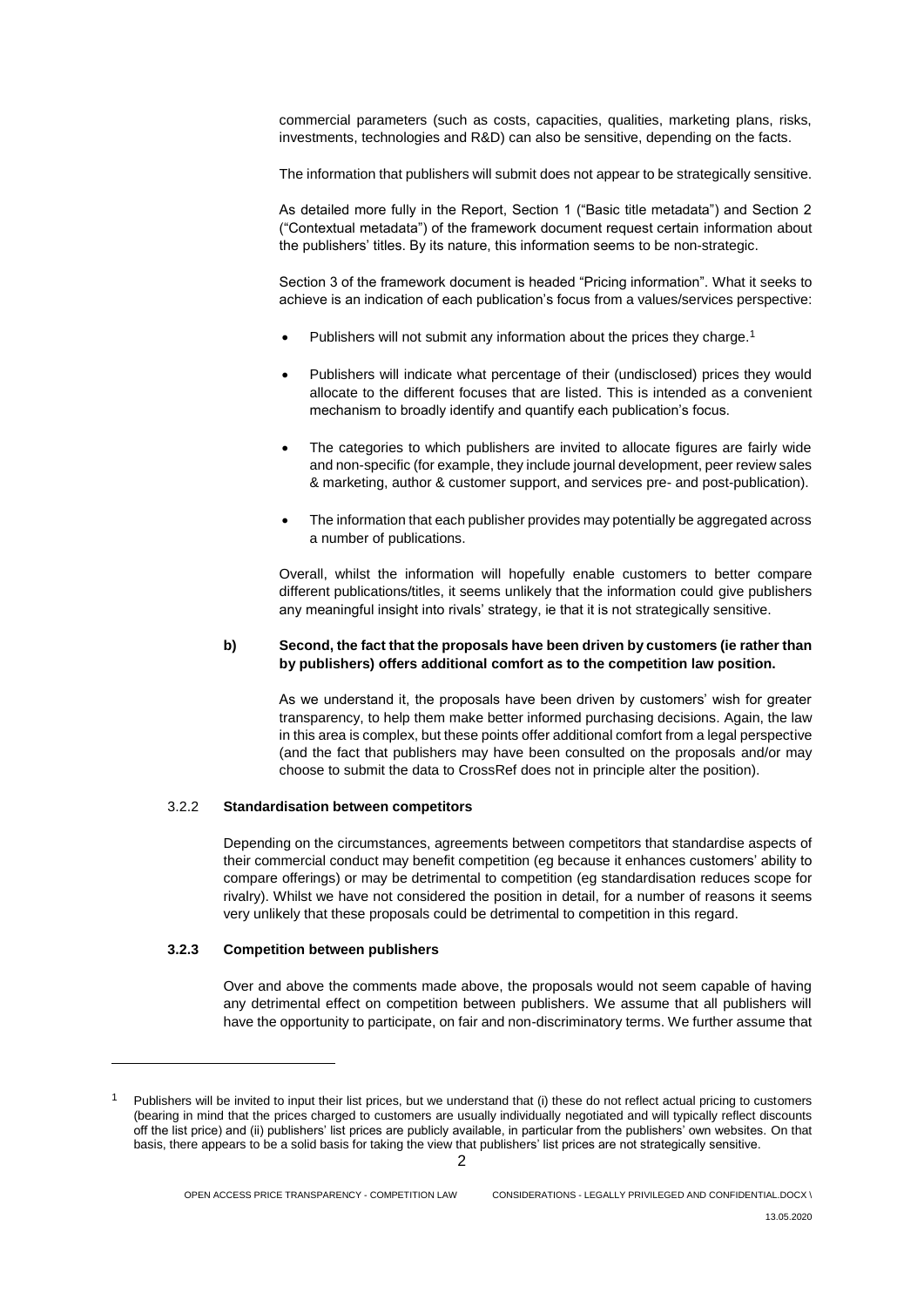commercial parameters (such as costs, capacities, qualities, marketing plans, risks, investments, technologies and R&D) can also be sensitive, depending on the facts.

The information that publishers will submit does not appear to be strategically sensitive.

As detailed more fully in the Report, Section 1 ("Basic title metadata") and Section 2 ("Contextual metadata") of the framework document request certain information about the publishers' titles. By its nature, this information seems to be non-strategic.

Section 3 of the framework document is headed "Pricing information". What it seeks to achieve is an indication of each publication's focus from a values/services perspective:

- Publishers will not submit any information about the prices they charge.[1]
- Publishers will indicate what percentage of their (undisclosed) prices they would allocate to the different focuses that are listed. This is intended as a convenient mechanism to broadly identify and quantify each publication's focus.
- The categories to which publishers are invited to allocate figures are fairly wide and non-specific (for example, they include journal development, peer review sales & marketing, author & customer support, and services pre- and post-publication).
- The information that each publisher provides may potentially be aggregated across a number of publications.

Overall, whilst the information will hopefully enable customers to better compare different publications/titles, it seems unlikely that the information could give publishers any meaningful insight into rivals' strategy, ie that it is not strategically sensitive.

**b) Second, the fact that the proposals have been driven by customers (ie rather than by publishers) offers additional comfort as to the competition law position.**

As we understand it, the proposals have been driven by customers' wish for greater transparency, to help them make better informed purchasing decisions. Again, the law in this area is complex, but these points offer additional comfort from a legal perspective (and the fact that publishers may have been consulted on the proposals and/or may choose to submit the data to CrossRef does not in principle alter the position).

### 3.2.2 Standardisation between competitors

Depending on the circumstances, agreements between competitors that standardise aspects of their commercial conduct may benefit competition (eg because it enhances customers' ability to compare offerings) or may be detrimental to competition (eg standardisation reduces scope for rivalry). Whilst we have not considered the position in detail, for a number of reasons it seems very unlikely that these proposals could be detrimental to competition in this regard.

### 3.2.3 Competition between publishers

Over and above the comments made above, the proposals would not seem capable of having any detrimental effect on competition between publishers. We assume that all publishers will have the opportunity to participate, on fair and non-discriminatory terms. We further assume that

---

[1] Publishers will be invited to input their list prices, but we understand that (i) these do not reflect actual pricing to customers (bearing in mind that the prices charged to customers are usually individually negotiated and will typically reflect discounts off the list price) and (ii) publishers' list prices are publicly available, in particular from the publishers' own websites. On that basis, there appears to be a solid basis for taking the view that publishers' list prices are not strategically sensitive.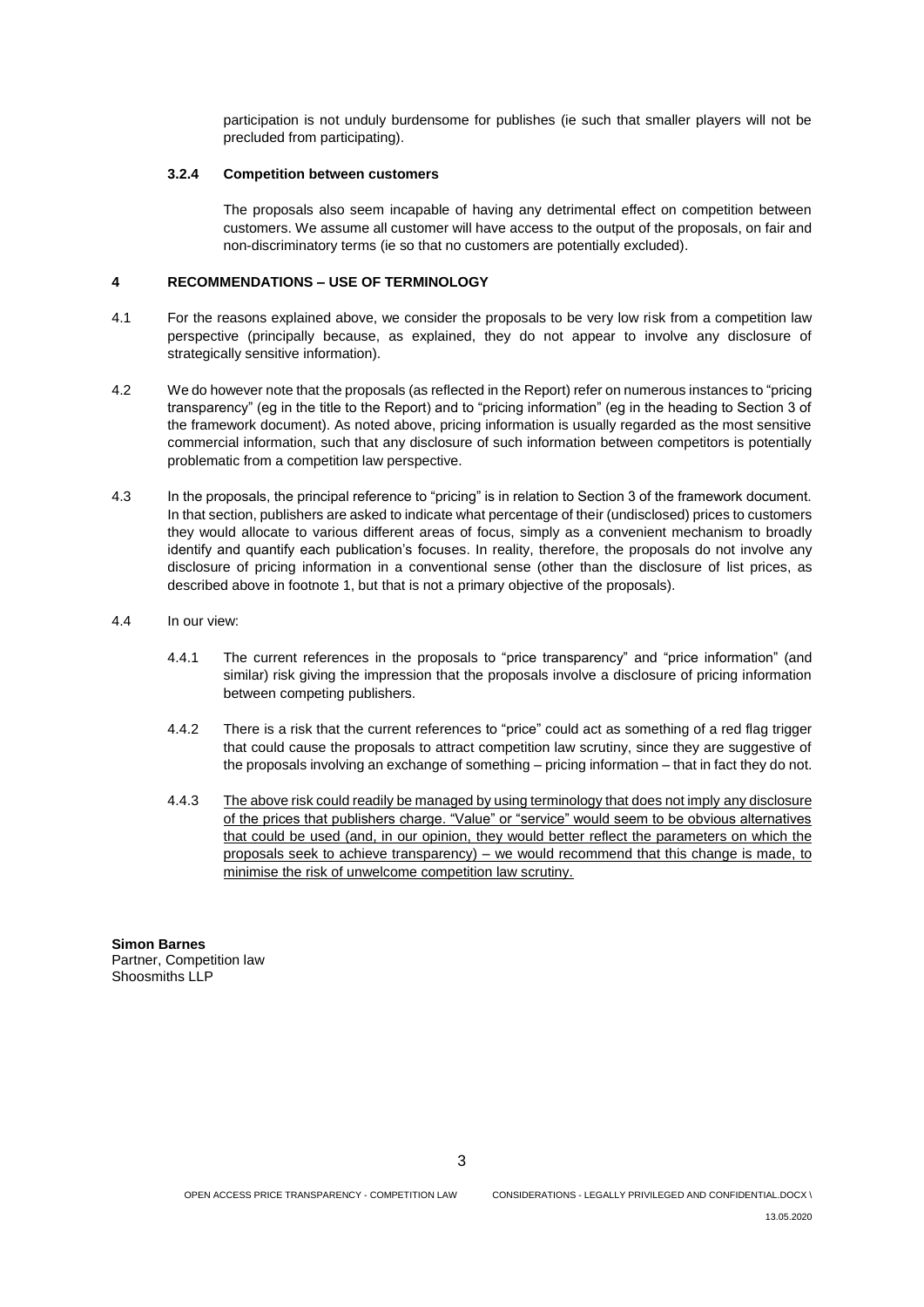participation is not unduly burdensome for publishes (ie such that smaller players will not be precluded from participating).

#### 3.2.4 Competition between customers

The proposals also seem incapable of having any detrimental effect on competition between customers. We assume all customer will have access to the output of the proposals, on fair and non-discriminatory terms (ie so that no customers are potentially excluded).

## 4 RECOMMENDATIONS – USE OF TERMINOLOGY

4.1 For the reasons explained above, we consider the proposals to be very low risk from a competition law perspective (principally because, as explained, they do not appear to involve any disclosure of strategically sensitive information).

4.2 We do however note that the proposals (as reflected in the Report) refer on numerous instances to "pricing transparency" (eg in the title to the Report) and to "pricing information" (eg in the heading to Section 3 of the framework document). As noted above, pricing information is usually regarded as the most sensitive commercial information, such that any disclosure of such information between competitors is potentially problematic from a competition law perspective.

4.3 In the proposals, the principal reference to "pricing" is in relation to Section 3 of the framework document. In that section, publishers are asked to indicate what percentage of their (undisclosed) prices to customers they would allocate to various different areas of focus, simply as a convenient mechanism to broadly identify and quantify each publication's focuses. In reality, therefore, the proposals do not involve any disclosure of pricing information in a conventional sense (other than the disclosure of list prices, as described above in footnote 1, but that is not a primary objective of the proposals).

4.4 In our view:

4.4.1 The current references in the proposals to "price transparency" and "price information" (and similar) risk giving the impression that the proposals involve a disclosure of pricing information between competing publishers.

4.4.2 There is a risk that the current references to "price" could act as something of a red flag trigger that could cause the proposals to attract competition law scrutiny, since they are suggestive of the proposals involving an exchange of something – pricing information – that in fact they do not.

4.4.3 The above risk could readily be managed by using terminology that does not imply any disclosure of the prices that publishers charge. "Value" or "service" would seem to be obvious alternatives that could be used (and, in our opinion, they would better reflect the parameters on which the proposals seek to achieve transparency) – we would recommend that this change is made, to minimise the risk of unwelcome competition law scrutiny.

**Simon Barnes**
Partner, Competition law
Shoosmiths LLP